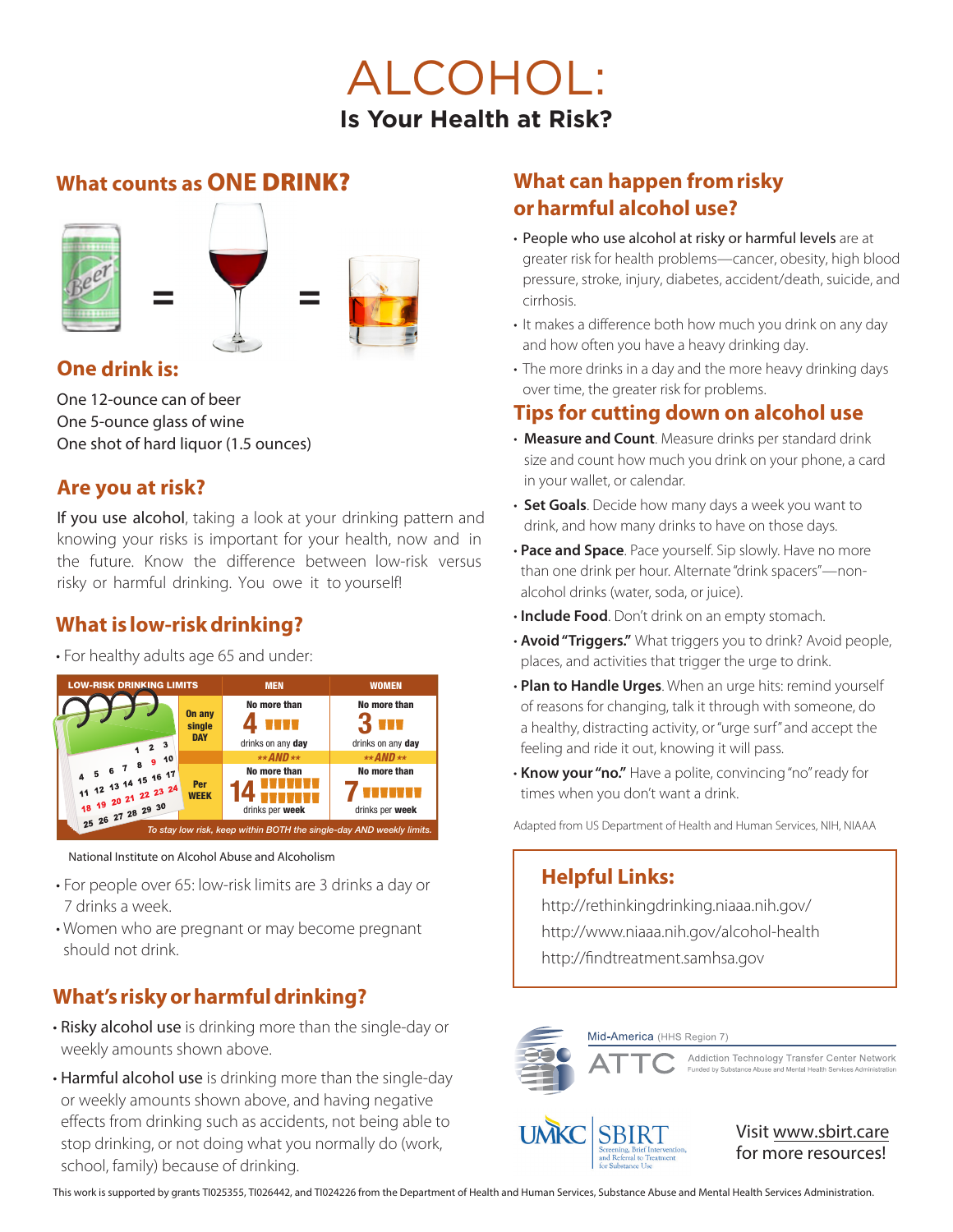# ALCOHOL:

## Is Your Health at Risk?

## What counts as ONE DRINK?

Beer = Wine = Liquor

### One drink is:

One 12-ounce can of beer
One 5-ounce glass of wine
One shot of hard liquor (1.5 ounces)

## Are you at risk?

If you use alcohol, taking a look at your drinking pattern and knowing your risks is important for your health, now and in the future. Know the difference between low-risk versus risky or harmful drinking. You owe it to yourself!

## What is low-risk drinking?

- For healthy adults age 65 and under:

| LOW-RISK DRINKING LIMITS | MEN | WOMEN |
|---|---|---|
| On any single DAY | No more than 4 drinks on any day | No more than 3 drinks on any day |
| | **AND** | **AND** |
| Per WEEK | No more than 14 drinks per week | No more than 7 drinks per week |

*To stay low risk, keep within BOTH the single-day AND weekly limits.*

National Institute on Alcohol Abuse and Alcoholism

- For people over 65: low-risk limits are 3 drinks a day or 7 drinks a week.
- Women who are pregnant or may become pregnant should not drink.

## What's risky or harmful drinking?

- Risky alcohol use is drinking more than the single-day or weekly amounts shown above.
- Harmful alcohol use is drinking more than the single-day or weekly amounts shown above, and having negative effects from drinking such as accidents, not being able to stop drinking, or not doing what you normally do (work, school, family) because of drinking.

## What can happen from risky or harmful alcohol use?

- People who use alcohol at risky or harmful levels are at greater risk for health problems—cancer, obesity, high blood pressure, stroke, injury, diabetes, accident/death, suicide, and cirrhosis.
- It makes a difference both how much you drink on any day and how often you have a heavy drinking day.
- The more drinks in a day and the more heavy drinking days over time, the greater risk for problems.

## Tips for cutting down on alcohol use

- **Measure and Count**. Measure drinks per standard drink size and count how much you drink on your phone, a card in your wallet, or calendar.
- **Set Goals**. Decide how many days a week you want to drink, and how many drinks to have on those days.
- **Pace and Space**. Pace yourself. Sip slowly. Have no more than one drink per hour. Alternate "drink spacers"—non-alcohol drinks (water, soda, or juice).
- **Include Food**. Don't drink on an empty stomach.
- **Avoid "Triggers."** What triggers you to drink? Avoid people, places, and activities that trigger the urge to drink.
- **Plan to Handle Urges**. When an urge hits: remind yourself of reasons for changing, talk it through with someone, do a healthy, distracting activity, or "urge surf" and accept the feeling and ride it out, knowing it will pass.
- **Know your "no."** Have a polite, convincing "no" ready for times when you don't want a drink.

Adapted from US Department of Health and Human Services, NIH, NIAAA

### Helpful Links:

http://rethinkingdrinking.niaaa.nih.gov/
http://www.niaaa.nih.gov/alcohol-health
http://findtreatment.samhsa.gov

Mid-America (HHS Region 7) ATTC — Addiction Technology Transfer Center Network, Funded by Substance Abuse and Mental Health Services Administration

UMKC SBIRT — Screening, Brief Intervention, and Referral to Treatment for Substance Use

Visit www.sbirt.care for more resources!

This work is supported by grants TI025355, TI026442, and TI024226 from the Department of Health and Human Services, Substance Abuse and Mental Health Services Administration.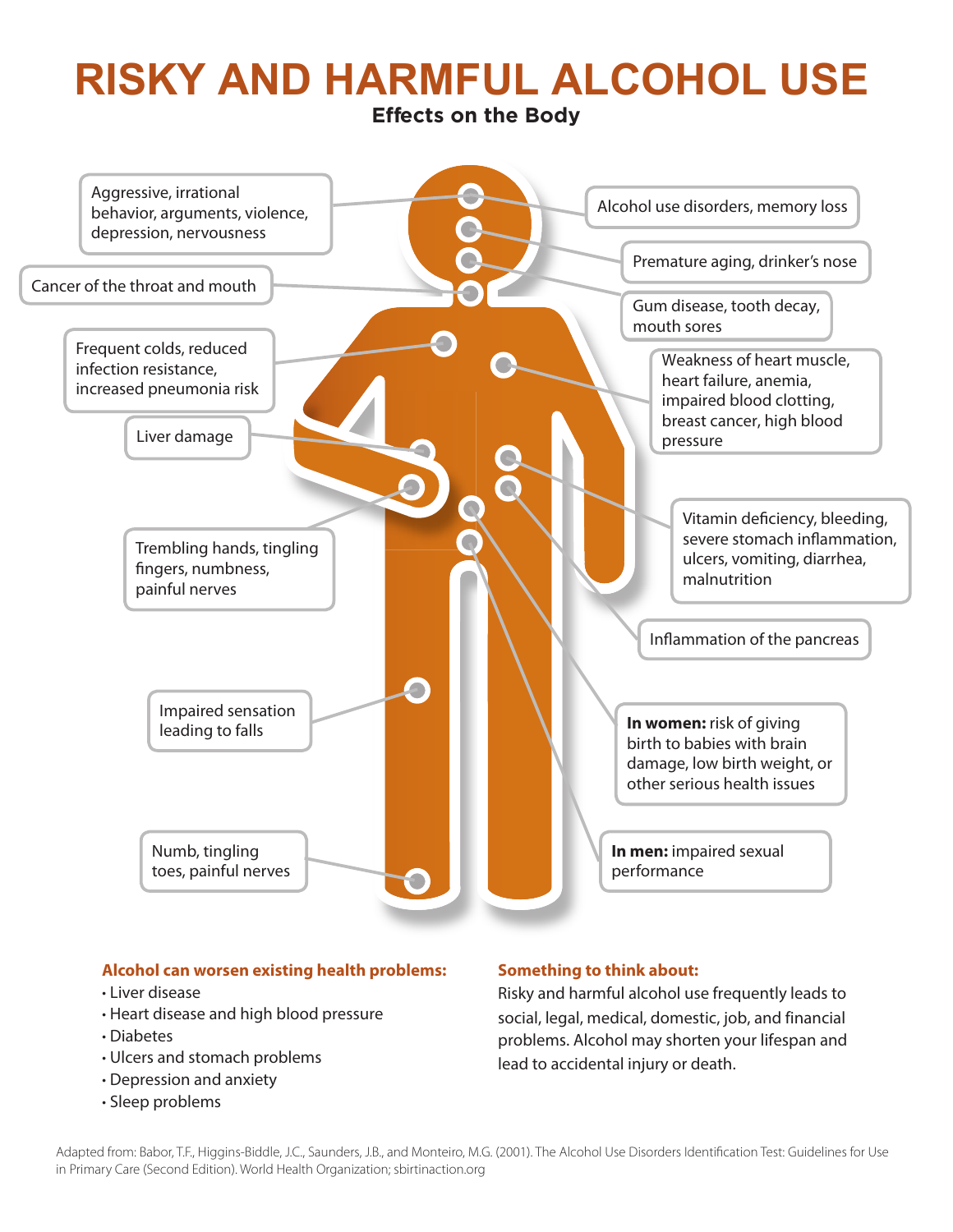# RISKY AND HARMFUL ALCOHOL USE

## Effects on the Body

Aggressive, irrational behavior, arguments, violence, depression, nervousness

Alcohol use disorders, memory loss

Premature aging, drinker's nose

Cancer of the throat and mouth

Gum disease, tooth decay, mouth sores

Frequent colds, reduced infection resistance, increased pneumonia risk

Weakness of heart muscle, heart failure, anemia, impaired blood clotting, breast cancer, high blood pressure

Liver damage

Vitamin deficiency, bleeding, severe stomach inflammation, ulcers, vomiting, diarrhea, malnutrition

Trembling hands, tingling fingers, numbness, painful nerves

Inflammation of the pancreas

Impaired sensation leading to falls

**In women:** risk of giving birth to babies with brain damage, low birth weight, or other serious health issues

Numb, tingling toes, painful nerves

**In men:** impaired sexual performance

### Alcohol can worsen existing health problems:

- Liver disease
- Heart disease and high blood pressure
- Diabetes
- Ulcers and stomach problems
- Depression and anxiety
- Sleep problems

### Something to think about:

Risky and harmful alcohol use frequently leads to social, legal, medical, domestic, job, and financial problems. Alcohol may shorten your lifespan and lead to accidental injury or death.

Adapted from: Babor, T.F., Higgins-Biddle, J.C., Saunders, J.B., and Monteiro, M.G. (2001). The Alcohol Use Disorders Identification Test: Guidelines for Use in Primary Care (Second Edition). World Health Organization; sbirtinaction.org